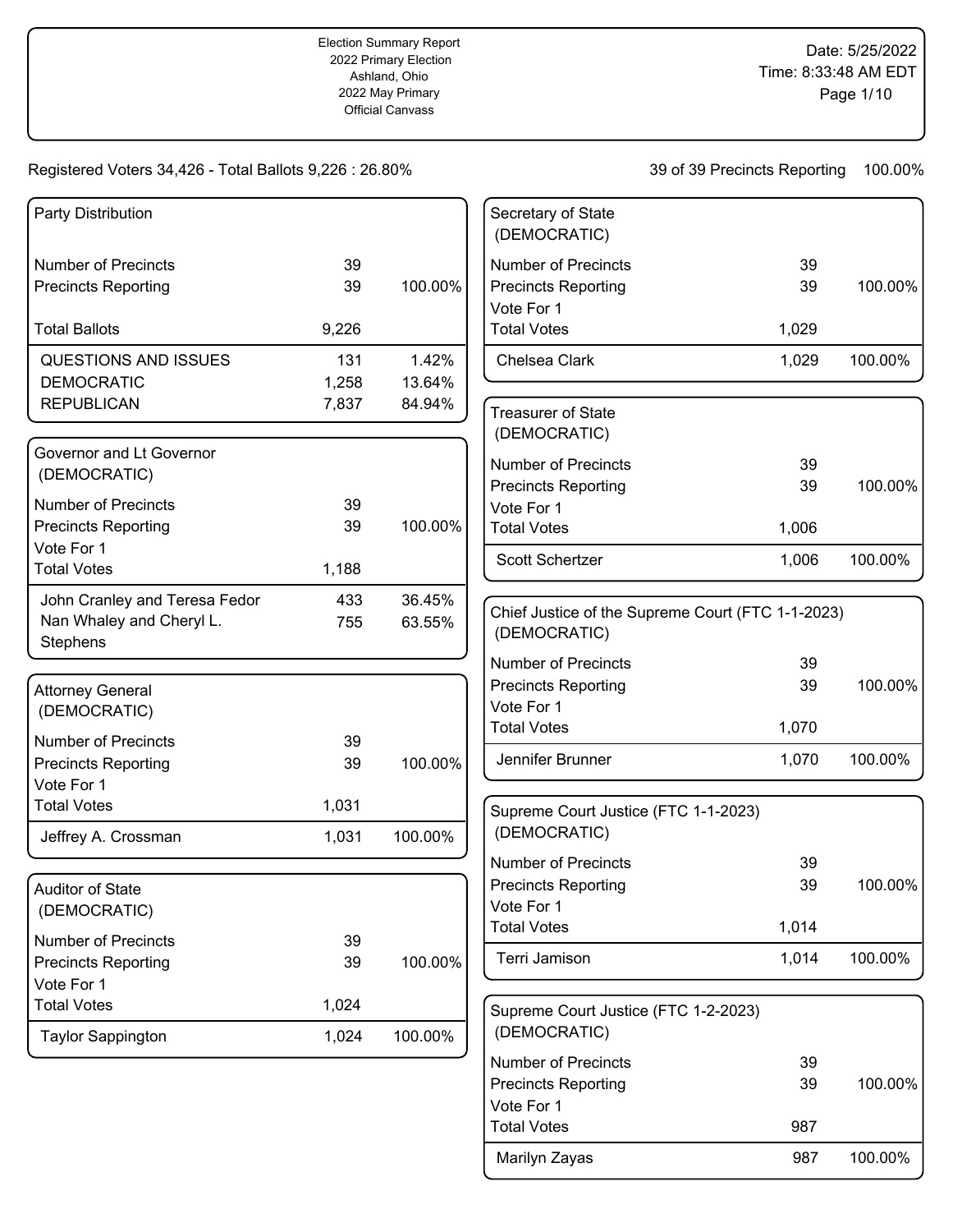Election Summary Report
2022 Primary Election
Ashland, Ohio
2022 May Primary
Official Canvass

Date: 5/25/2022
Time: 8:33:48 AM EDT

Registered Voters 34,426 - Total Ballots 9,226 : 26.80%

39 of 39 Precincts Reporting 100.00%

## Party Distribution

| | | |
|---|---|---|
| Number of Precincts | 39 | |
| Precincts Reporting | 39 | 100.00% |
| Total Ballots | 9,226 | |
| QUESTIONS AND ISSUES | 131 | 1.42% |
| DEMOCRATIC | 1,258 | 13.64% |
| REPUBLICAN | 7,837 | 84.94% |

## Governor and Lt Governor (DEMOCRATIC)

| | | |
|---|---|---|
| Number of Precincts | 39 | |
| Precincts Reporting | 39 | 100.00% |
| Vote For 1 | | |
| Total Votes | 1,188 | |
| John Cranley and Teresa Fedor | 433 | 36.45% |
| Nan Whaley and Cheryl L. Stephens | 755 | 63.55% |

## Attorney General (DEMOCRATIC)

| | | |
|---|---|---|
| Number of Precincts | 39 | |
| Precincts Reporting | 39 | 100.00% |
| Vote For 1 | | |
| Total Votes | 1,031 | |
| Jeffrey A. Crossman | 1,031 | 100.00% |

## Auditor of State (DEMOCRATIC)

| | | |
|---|---|---|
| Number of Precincts | 39 | |
| Precincts Reporting | 39 | 100.00% |
| Vote For 1 | | |
| Total Votes | 1,024 | |
| Taylor Sappington | 1,024 | 100.00% |

## Secretary of State (DEMOCRATIC)

| | | |
|---|---|---|
| Number of Precincts | 39 | |
| Precincts Reporting | 39 | 100.00% |
| Vote For 1 | | |
| Total Votes | 1,029 | |
| Chelsea Clark | 1,029 | 100.00% |

## Treasurer of State (DEMOCRATIC)

| | | |
|---|---|---|
| Number of Precincts | 39 | |
| Precincts Reporting | 39 | 100.00% |
| Vote For 1 | | |
| Total Votes | 1,006 | |
| Scott Schertzer | 1,006 | 100.00% |

## Chief Justice of the Supreme Court (FTC 1-1-2023) (DEMOCRATIC)

| | | |
|---|---|---|
| Number of Precincts | 39 | |
| Precincts Reporting | 39 | 100.00% |
| Vote For 1 | | |
| Total Votes | 1,070 | |
| Jennifer Brunner | 1,070 | 100.00% |

## Supreme Court Justice (FTC 1-1-2023) (DEMOCRATIC)

| | | |
|---|---|---|
| Number of Precincts | 39 | |
| Precincts Reporting | 39 | 100.00% |
| Vote For 1 | | |
| Total Votes | 1,014 | |
| Terri Jamison | 1,014 | 100.00% |

## Supreme Court Justice (FTC 1-2-2023) (DEMOCRATIC)

| | | |
|---|---|---|
| Number of Precincts | 39 | |
| Precincts Reporting | 39 | 100.00% |
| Vote For 1 | | |
| Total Votes | 987 | |
| Marilyn Zayas | 987 | 100.00% |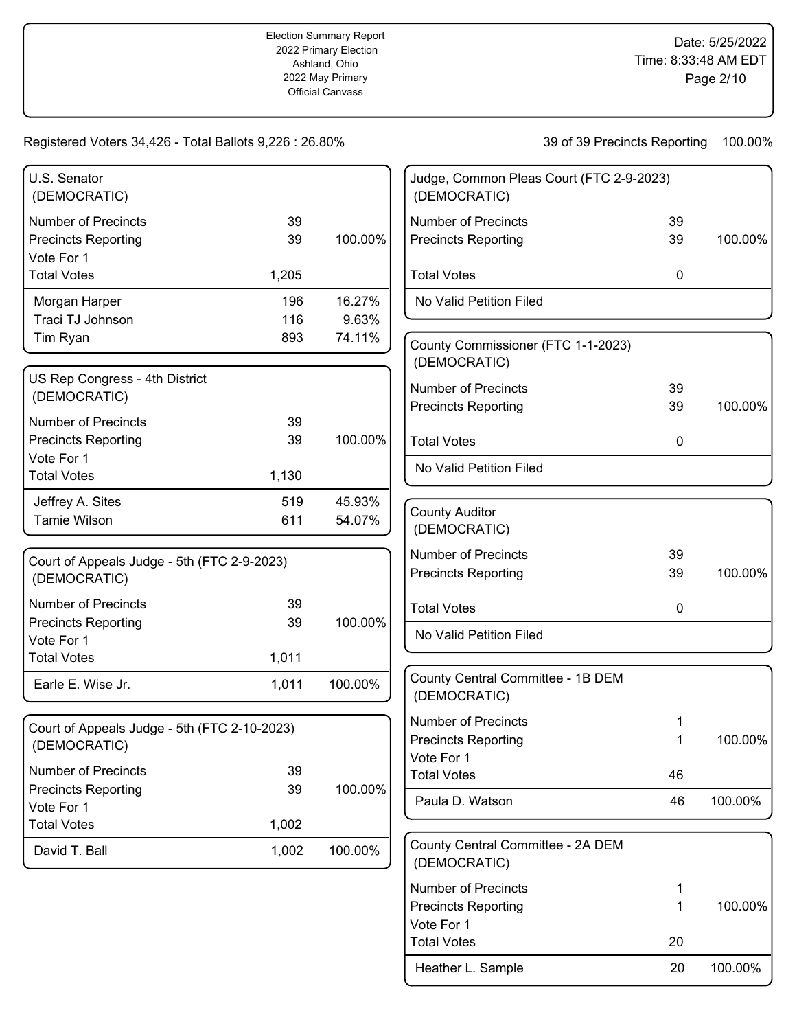Election Summary Report
2022 Primary Election
Ashland, Ohio
2022 May Primary
Official Canvass

Date: 5/25/2022
Time: 8:33:48 AM EDT

Registered Voters 34,426 - Total Ballots 9,226 : 26.80%

39 of 39 Precincts Reporting 100.00%

### U.S. Senator (DEMOCRATIC)

| | | |
|---|---|---|
| Number of Precincts | 39 | |
| Precincts Reporting | 39 | 100.00% |
| Vote For 1 | | |
| Total Votes | 1,205 | |
| Morgan Harper | 196 | 16.27% |
| Traci TJ Johnson | 116 | 9.63% |
| Tim Ryan | 893 | 74.11% |

### US Rep Congress - 4th District (DEMOCRATIC)

| | | |
|---|---|---|
| Number of Precincts | 39 | |
| Precincts Reporting | 39 | 100.00% |
| Vote For 1 | | |
| Total Votes | 1,130 | |
| Jeffrey A. Sites | 519 | 45.93% |
| Tamie Wilson | 611 | 54.07% |

### Court of Appeals Judge - 5th (FTC 2-9-2023) (DEMOCRATIC)

| | | |
|---|---|---|
| Number of Precincts | 39 | |
| Precincts Reporting | 39 | 100.00% |
| Vote For 1 | | |
| Total Votes | 1,011 | |
| Earle E. Wise Jr. | 1,011 | 100.00% |

### Court of Appeals Judge - 5th (FTC 2-10-2023) (DEMOCRATIC)

| | | |
|---|---|---|
| Number of Precincts | 39 | |
| Precincts Reporting | 39 | 100.00% |
| Vote For 1 | | |
| Total Votes | 1,002 | |
| David T. Ball | 1,002 | 100.00% |

### Judge, Common Pleas Court (FTC 2-9-2023) (DEMOCRATIC)

| | | |
|---|---|---|
| Number of Precincts | 39 | |
| Precincts Reporting | 39 | 100.00% |
| Total Votes | 0 | |
| No Valid Petition Filed | | |

### County Commissioner (FTC 1-1-2023) (DEMOCRATIC)

| | | |
|---|---|---|
| Number of Precincts | 39 | |
| Precincts Reporting | 39 | 100.00% |
| Total Votes | 0 | |
| No Valid Petition Filed | | |

### County Auditor (DEMOCRATIC)

| | | |
|---|---|---|
| Number of Precincts | 39 | |
| Precincts Reporting | 39 | 100.00% |
| Total Votes | 0 | |
| No Valid Petition Filed | | |

### County Central Committee - 1B DEM (DEMOCRATIC)

| | | |
|---|---|---|
| Number of Precincts | 1 | |
| Precincts Reporting | 1 | 100.00% |
| Vote For 1 | | |
| Total Votes | 46 | |
| Paula D. Watson | 46 | 100.00% |

### County Central Committee - 2A DEM (DEMOCRATIC)

| | | |
|---|---|---|
| Number of Precincts | 1 | |
| Precincts Reporting | 1 | 100.00% |
| Vote For 1 | | |
| Total Votes | 20 | |
| Heather L. Sample | 20 | 100.00% |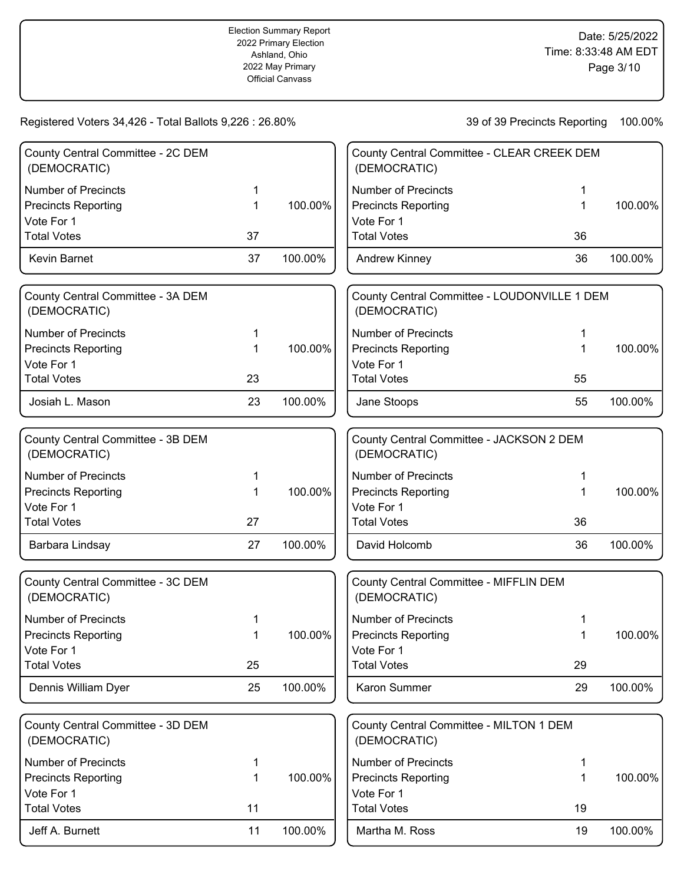Election Summary Report
2022 Primary Election
Ashland, Ohio
2022 May Primary
Official Canvass

Date: 5/25/2022
Time: 8:33:48 AM EDT

Registered Voters 34,426 - Total Ballots 9,226 : 26.80%

39 of 39 Precincts Reporting 100.00%

### County Central Committee - 2C DEM (DEMOCRATIC)

| | | |
|---|---|---|
| Number of Precincts | 1 | |
| Precincts Reporting | 1 | 100.00% |
| Vote For 1 | | |
| Total Votes | 37 | |
| Kevin Barnet | 37 | 100.00% |

### County Central Committee - 3A DEM (DEMOCRATIC)

| | | |
|---|---|---|
| Number of Precincts | 1 | |
| Precincts Reporting | 1 | 100.00% |
| Vote For 1 | | |
| Total Votes | 23 | |
| Josiah L. Mason | 23 | 100.00% |

### County Central Committee - 3B DEM (DEMOCRATIC)

| | | |
|---|---|---|
| Number of Precincts | 1 | |
| Precincts Reporting | 1 | 100.00% |
| Vote For 1 | | |
| Total Votes | 27 | |
| Barbara Lindsay | 27 | 100.00% |

### County Central Committee - 3C DEM (DEMOCRATIC)

| | | |
|---|---|---|
| Number of Precincts | 1 | |
| Precincts Reporting | 1 | 100.00% |
| Vote For 1 | | |
| Total Votes | 25 | |
| Dennis William Dyer | 25 | 100.00% |

### County Central Committee - 3D DEM (DEMOCRATIC)

| | | |
|---|---|---|
| Number of Precincts | 1 | |
| Precincts Reporting | 1 | 100.00% |
| Vote For 1 | | |
| Total Votes | 11 | |
| Jeff A. Burnett | 11 | 100.00% |

### County Central Committee - CLEAR CREEK DEM (DEMOCRATIC)

| | | |
|---|---|---|
| Number of Precincts | 1 | |
| Precincts Reporting | 1 | 100.00% |
| Vote For 1 | | |
| Total Votes | 36 | |
| Andrew Kinney | 36 | 100.00% |

### County Central Committee - LOUDONVILLE 1 DEM (DEMOCRATIC)

| | | |
|---|---|---|
| Number of Precincts | 1 | |
| Precincts Reporting | 1 | 100.00% |
| Vote For 1 | | |
| Total Votes | 55 | |
| Jane Stoops | 55 | 100.00% |

### County Central Committee - JACKSON 2 DEM (DEMOCRATIC)

| | | |
|---|---|---|
| Number of Precincts | 1 | |
| Precincts Reporting | 1 | 100.00% |
| Vote For 1 | | |
| Total Votes | 36 | |
| David Holcomb | 36 | 100.00% |

### County Central Committee - MIFFLIN DEM (DEMOCRATIC)

| | | |
|---|---|---|
| Number of Precincts | 1 | |
| Precincts Reporting | 1 | 100.00% |
| Vote For 1 | | |
| Total Votes | 29 | |
| Karon Summer | 29 | 100.00% |

### County Central Committee - MILTON 1 DEM (DEMOCRATIC)

| | | |
|---|---|---|
| Number of Precincts | 1 | |
| Precincts Reporting | 1 | 100.00% |
| Vote For 1 | | |
| Total Votes | 19 | |
| Martha M. Ross | 19 | 100.00% |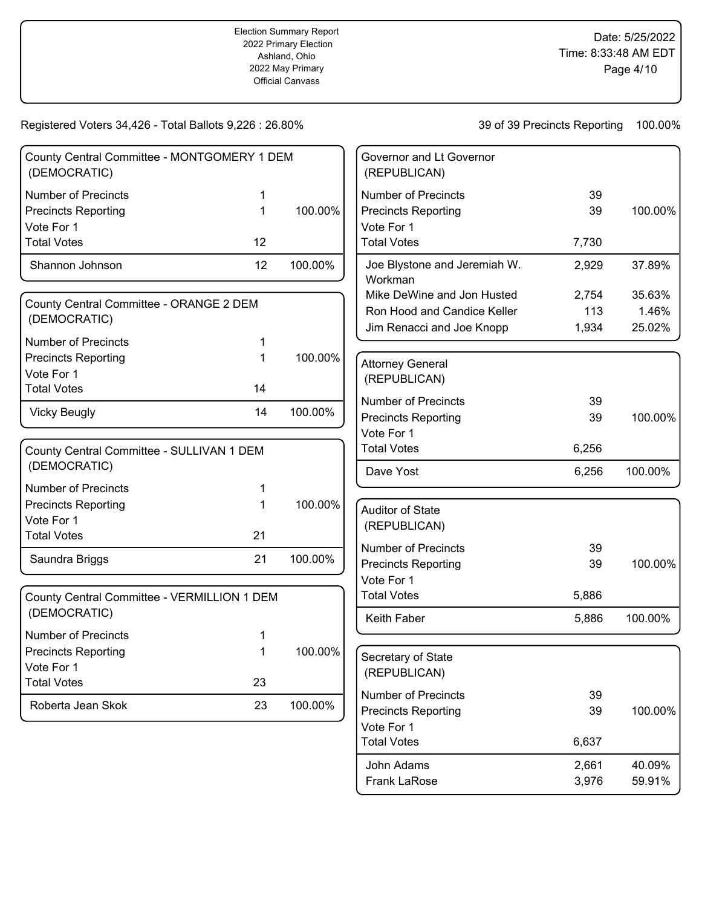Election Summary Report
2022 Primary Election
Ashland, Ohio
2022 May Primary
Official Canvass

Date: 5/25/2022
Time: 8:33:48 AM EDT

Registered Voters 34,426 - Total Ballots 9,226 : 26.80%

39 of 39 Precincts Reporting 100.00%

### County Central Committee - MONTGOMERY 1 DEM (DEMOCRATIC)

| | | |
|---|---|---|
| Number of Precincts | 1 | |
| Precincts Reporting | 1 | 100.00% |
| Vote For 1 | | |
| Total Votes | 12 | |
| Shannon Johnson | 12 | 100.00% |

### County Central Committee - ORANGE 2 DEM (DEMOCRATIC)

| | | |
|---|---|---|
| Number of Precincts | 1 | |
| Precincts Reporting | 1 | 100.00% |
| Vote For 1 | | |
| Total Votes | 14 | |
| Vicky Beugly | 14 | 100.00% |

### County Central Committee - SULLIVAN 1 DEM (DEMOCRATIC)

| | | |
|---|---|---|
| Number of Precincts | 1 | |
| Precincts Reporting | 1 | 100.00% |
| Vote For 1 | | |
| Total Votes | 21 | |
| Saundra Briggs | 21 | 100.00% |

### County Central Committee - VERMILLION 1 DEM (DEMOCRATIC)

| | | |
|---|---|---|
| Number of Precincts | 1 | |
| Precincts Reporting | 1 | 100.00% |
| Vote For 1 | | |
| Total Votes | 23 | |
| Roberta Jean Skok | 23 | 100.00% |

### Governor and Lt Governor (REPUBLICAN)

| | | |
|---|---|---|
| Number of Precincts | 39 | |
| Precincts Reporting | 39 | 100.00% |
| Vote For 1 | | |
| Total Votes | 7,730 | |
| Joe Blystone and Jeremiah W. Workman | 2,929 | 37.89% |
| Mike DeWine and Jon Husted | 2,754 | 35.63% |
| Ron Hood and Candice Keller | 113 | 1.46% |
| Jim Renacci and Joe Knopp | 1,934 | 25.02% |

### Attorney General (REPUBLICAN)

| | | |
|---|---|---|
| Number of Precincts | 39 | |
| Precincts Reporting | 39 | 100.00% |
| Vote For 1 | | |
| Total Votes | 6,256 | |
| Dave Yost | 6,256 | 100.00% |

### Auditor of State (REPUBLICAN)

| | | |
|---|---|---|
| Number of Precincts | 39 | |
| Precincts Reporting | 39 | 100.00% |
| Vote For 1 | | |
| Total Votes | 5,886 | |
| Keith Faber | 5,886 | 100.00% |

### Secretary of State (REPUBLICAN)

| | | |
|---|---|---|
| Number of Precincts | 39 | |
| Precincts Reporting | 39 | 100.00% |
| Vote For 1 | | |
| Total Votes | 6,637 | |
| John Adams | 2,661 | 40.09% |
| Frank LaRose | 3,976 | 59.91% |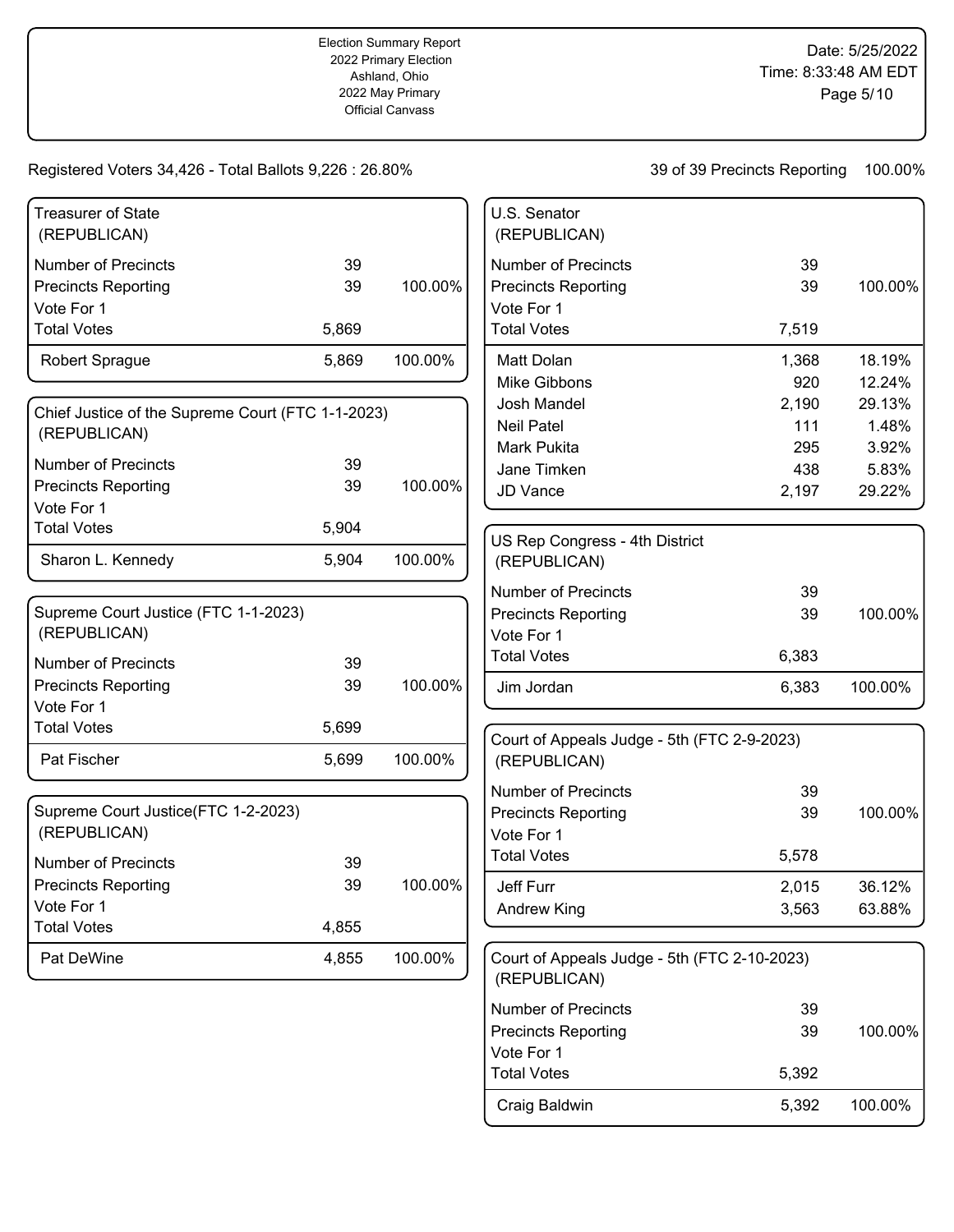Election Summary Report
2022 Primary Election
Ashland, Ohio
2022 May Primary
Official Canvass

Date: 5/25/2022
Time: 8:33:48 AM EDT

Registered Voters 34,426 - Total Ballots 9,226 : 26.80%

39 of 39 Precincts Reporting 100.00%

### Treasurer of State (REPUBLICAN)

| | | |
|---|---|---|
| Number of Precincts | 39 | |
| Precincts Reporting | 39 | 100.00% |
| Vote For 1 | | |
| Total Votes | 5,869 | |
| Robert Sprague | 5,869 | 100.00% |

### Chief Justice of the Supreme Court (FTC 1-1-2023) (REPUBLICAN)

| | | |
|---|---|---|
| Number of Precincts | 39 | |
| Precincts Reporting | 39 | 100.00% |
| Vote For 1 | | |
| Total Votes | 5,904 | |
| Sharon L. Kennedy | 5,904 | 100.00% |

### Supreme Court Justice (FTC 1-1-2023) (REPUBLICAN)

| | | |
|---|---|---|
| Number of Precincts | 39 | |
| Precincts Reporting | 39 | 100.00% |
| Vote For 1 | | |
| Total Votes | 5,699 | |
| Pat Fischer | 5,699 | 100.00% |

### Supreme Court Justice(FTC 1-2-2023) (REPUBLICAN)

| | | |
|---|---|---|
| Number of Precincts | 39 | |
| Precincts Reporting | 39 | 100.00% |
| Vote For 1 | | |
| Total Votes | 4,855 | |
| Pat DeWine | 4,855 | 100.00% |

### U.S. Senator (REPUBLICAN)

| | | |
|---|---|---|
| Number of Precincts | 39 | |
| Precincts Reporting | 39 | 100.00% |
| Vote For 1 | | |
| Total Votes | 7,519 | |
| Matt Dolan | 1,368 | 18.19% |
| Mike Gibbons | 920 | 12.24% |
| Josh Mandel | 2,190 | 29.13% |
| Neil Patel | 111 | 1.48% |
| Mark Pukita | 295 | 3.92% |
| Jane Timken | 438 | 5.83% |
| JD Vance | 2,197 | 29.22% |

### US Rep Congress - 4th District (REPUBLICAN)

| | | |
|---|---|---|
| Number of Precincts | 39 | |
| Precincts Reporting | 39 | 100.00% |
| Vote For 1 | | |
| Total Votes | 6,383 | |
| Jim Jordan | 6,383 | 100.00% |

### Court of Appeals Judge - 5th (FTC 2-9-2023) (REPUBLICAN)

| | | |
|---|---|---|
| Number of Precincts | 39 | |
| Precincts Reporting | 39 | 100.00% |
| Vote For 1 | | |
| Total Votes | 5,578 | |
| Jeff Furr | 2,015 | 36.12% |
| Andrew King | 3,563 | 63.88% |

### Court of Appeals Judge - 5th (FTC 2-10-2023) (REPUBLICAN)

| | | |
|---|---|---|
| Number of Precincts | 39 | |
| Precincts Reporting | 39 | 100.00% |
| Vote For 1 | | |
| Total Votes | 5,392 | |
| Craig Baldwin | 5,392 | 100.00% |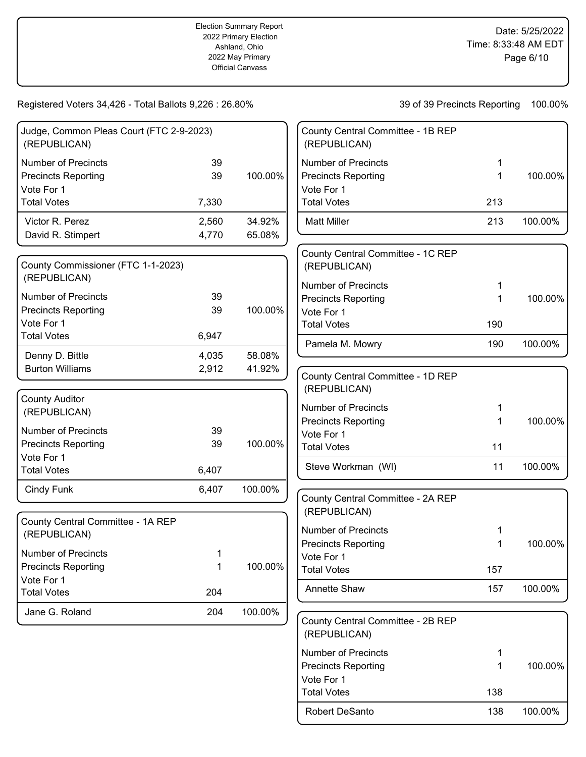Election Summary Report
2022 Primary Election
Ashland, Ohio
2022 May Primary
Official Canvass

Date: 5/25/2022
Time: 8:33:48 AM EDT

Registered Voters 34,426 - Total Ballots 9,226 : 26.80%

39 of 39 Precincts Reporting 100.00%

## Judge, Common Pleas Court (FTC 2-9-2023) (REPUBLICAN)

| | | |
|---|---|---|
| Number of Precincts | 39 | |
| Precincts Reporting | 39 | 100.00% |
| Vote For 1 | | |
| Total Votes | 7,330 | |
| Victor R. Perez | 2,560 | 34.92% |
| David R. Stimpert | 4,770 | 65.08% |

## County Commissioner (FTC 1-1-2023) (REPUBLICAN)

| | | |
|---|---|---|
| Number of Precincts | 39 | |
| Precincts Reporting | 39 | 100.00% |
| Vote For 1 | | |
| Total Votes | 6,947 | |
| Denny D. Bittle | 4,035 | 58.08% |
| Burton Williams | 2,912 | 41.92% |

## County Auditor (REPUBLICAN)

| | | |
|---|---|---|
| Number of Precincts | 39 | |
| Precincts Reporting | 39 | 100.00% |
| Vote For 1 | | |
| Total Votes | 6,407 | |
| Cindy Funk | 6,407 | 100.00% |

## County Central Committee - 1A REP (REPUBLICAN)

| | | |
|---|---|---|
| Number of Precincts | 1 | |
| Precincts Reporting | 1 | 100.00% |
| Vote For 1 | | |
| Total Votes | 204 | |
| Jane G. Roland | 204 | 100.00% |

## County Central Committee - 1B REP (REPUBLICAN)

| | | |
|---|---|---|
| Number of Precincts | 1 | |
| Precincts Reporting | 1 | 100.00% |
| Vote For 1 | | |
| Total Votes | 213 | |
| Matt Miller | 213 | 100.00% |

## County Central Committee - 1C REP (REPUBLICAN)

| | | |
|---|---|---|
| Number of Precincts | 1 | |
| Precincts Reporting | 1 | 100.00% |
| Vote For 1 | | |
| Total Votes | 190 | |
| Pamela M. Mowry | 190 | 100.00% |

## County Central Committee - 1D REP (REPUBLICAN)

| | | |
|---|---|---|
| Number of Precincts | 1 | |
| Precincts Reporting | 1 | 100.00% |
| Vote For 1 | | |
| Total Votes | 11 | |
| Steve Workman (WI) | 11 | 100.00% |

## County Central Committee - 2A REP (REPUBLICAN)

| | | |
|---|---|---|
| Number of Precincts | 1 | |
| Precincts Reporting | 1 | 100.00% |
| Vote For 1 | | |
| Total Votes | 157 | |
| Annette Shaw | 157 | 100.00% |

## County Central Committee - 2B REP (REPUBLICAN)

| | | |
|---|---|---|
| Number of Precincts | 1 | |
| Precincts Reporting | 1 | 100.00% |
| Vote For 1 | | |
| Total Votes | 138 | |
| Robert DeSanto | 138 | 100.00% |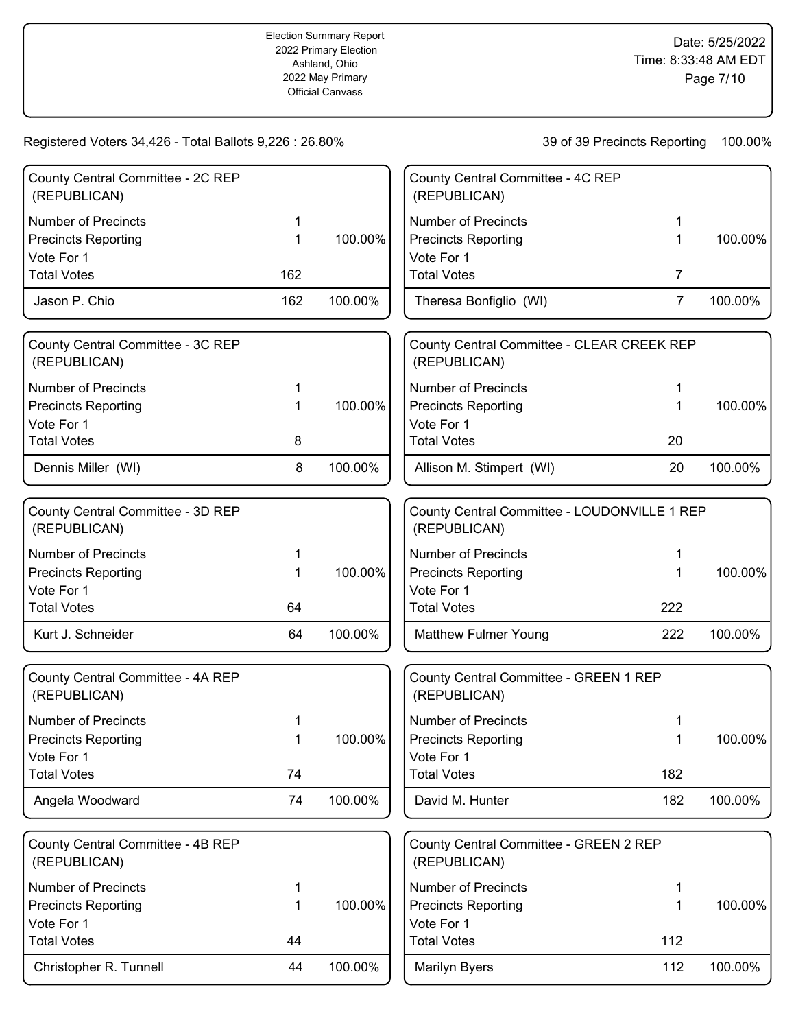Election Summary Report
2022 Primary Election
Ashland, Ohio
2022 May Primary
Official Canvass

Date: 5/25/2022
Time: 8:33:48 AM EDT

Registered Voters 34,426 - Total Ballots 9,226 : 26.80%

39 of 39 Precincts Reporting 100.00%

### County Central Committee - 2C REP (REPUBLICAN)

| | | |
|---|---|---|
| Number of Precincts | 1 | |
| Precincts Reporting | 1 | 100.00% |
| Vote For 1 | | |
| Total Votes | 162 | |
| Jason P. Chio | 162 | 100.00% |

### County Central Committee - 3C REP (REPUBLICAN)

| | | |
|---|---|---|
| Number of Precincts | 1 | |
| Precincts Reporting | 1 | 100.00% |
| Vote For 1 | | |
| Total Votes | 8 | |
| Dennis Miller (WI) | 8 | 100.00% |

### County Central Committee - 3D REP (REPUBLICAN)

| | | |
|---|---|---|
| Number of Precincts | 1 | |
| Precincts Reporting | 1 | 100.00% |
| Vote For 1 | | |
| Total Votes | 64 | |
| Kurt J. Schneider | 64 | 100.00% |

### County Central Committee - 4A REP (REPUBLICAN)

| | | |
|---|---|---|
| Number of Precincts | 1 | |
| Precincts Reporting | 1 | 100.00% |
| Vote For 1 | | |
| Total Votes | 74 | |
| Angela Woodward | 74 | 100.00% |

### County Central Committee - 4B REP (REPUBLICAN)

| | | |
|---|---|---|
| Number of Precincts | 1 | |
| Precincts Reporting | 1 | 100.00% |
| Vote For 1 | | |
| Total Votes | 44 | |
| Christopher R. Tunnell | 44 | 100.00% |

### County Central Committee - 4C REP (REPUBLICAN)

| | | |
|---|---|---|
| Number of Precincts | 1 | |
| Precincts Reporting | 1 | 100.00% |
| Vote For 1 | | |
| Total Votes | 7 | |
| Theresa Bonfiglio (WI) | 7 | 100.00% |

### County Central Committee - CLEAR CREEK REP (REPUBLICAN)

| | | |
|---|---|---|
| Number of Precincts | 1 | |
| Precincts Reporting | 1 | 100.00% |
| Vote For 1 | | |
| Total Votes | 20 | |
| Allison M. Stimpert (WI) | 20 | 100.00% |

### County Central Committee - LOUDONVILLE 1 REP (REPUBLICAN)

| | | |
|---|---|---|
| Number of Precincts | 1 | |
| Precincts Reporting | 1 | 100.00% |
| Vote For 1 | | |
| Total Votes | 222 | |
| Matthew Fulmer Young | 222 | 100.00% |

### County Central Committee - GREEN 1 REP (REPUBLICAN)

| | | |
|---|---|---|
| Number of Precincts | 1 | |
| Precincts Reporting | 1 | 100.00% |
| Vote For 1 | | |
| Total Votes | 182 | |
| David M. Hunter | 182 | 100.00% |

### County Central Committee - GREEN 2 REP (REPUBLICAN)

| | | |
|---|---|---|
| Number of Precincts | 1 | |
| Precincts Reporting | 1 | 100.00% |
| Vote For 1 | | |
| Total Votes | 112 | |
| Marilyn Byers | 112 | 100.00% |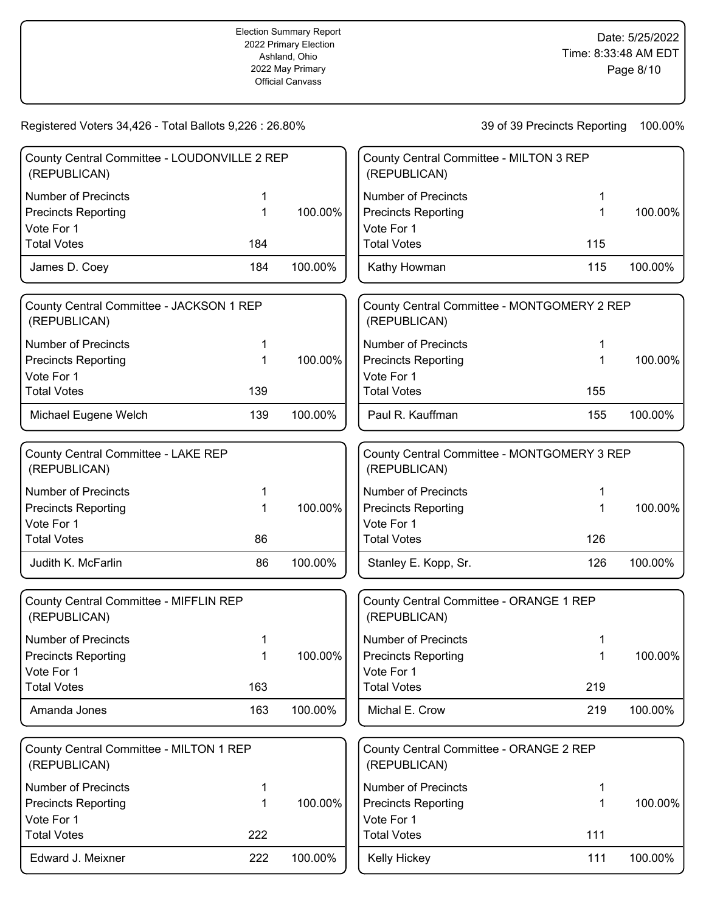Election Summary Report
2022 Primary Election
Ashland, Ohio
2022 May Primary
Official Canvass

Date: 5/25/2022
Time: 8:33:48 AM EDT

Registered Voters 34,426 - Total Ballots 9,226 : 26.80%

39 of 39 Precincts Reporting 100.00%

### County Central Committee - LOUDONVILLE 2 REP (REPUBLICAN)

| | | |
|---|---|---|
| Number of Precincts | 1 | |
| Precincts Reporting | 1 | 100.00% |
| Vote For 1 | | |
| Total Votes | 184 | |
| James D. Coey | 184 | 100.00% |

### County Central Committee - JACKSON 1 REP (REPUBLICAN)

| | | |
|---|---|---|
| Number of Precincts | 1 | |
| Precincts Reporting | 1 | 100.00% |
| Vote For 1 | | |
| Total Votes | 139 | |
| Michael Eugene Welch | 139 | 100.00% |

### County Central Committee - LAKE REP (REPUBLICAN)

| | | |
|---|---|---|
| Number of Precincts | 1 | |
| Precincts Reporting | 1 | 100.00% |
| Vote For 1 | | |
| Total Votes | 86 | |
| Judith K. McFarlin | 86 | 100.00% |

### County Central Committee - MIFFLIN REP (REPUBLICAN)

| | | |
|---|---|---|
| Number of Precincts | 1 | |
| Precincts Reporting | 1 | 100.00% |
| Vote For 1 | | |
| Total Votes | 163 | |
| Amanda Jones | 163 | 100.00% |

### County Central Committee - MILTON 1 REP (REPUBLICAN)

| | | |
|---|---|---|
| Number of Precincts | 1 | |
| Precincts Reporting | 1 | 100.00% |
| Vote For 1 | | |
| Total Votes | 222 | |
| Edward J. Meixner | 222 | 100.00% |

### County Central Committee - MILTON 3 REP (REPUBLICAN)

| | | |
|---|---|---|
| Number of Precincts | 1 | |
| Precincts Reporting | 1 | 100.00% |
| Vote For 1 | | |
| Total Votes | 115 | |
| Kathy Howman | 115 | 100.00% |

### County Central Committee - MONTGOMERY 2 REP (REPUBLICAN)

| | | |
|---|---|---|
| Number of Precincts | 1 | |
| Precincts Reporting | 1 | 100.00% |
| Vote For 1 | | |
| Total Votes | 155 | |
| Paul R. Kauffman | 155 | 100.00% |

### County Central Committee - MONTGOMERY 3 REP (REPUBLICAN)

| | | |
|---|---|---|
| Number of Precincts | 1 | |
| Precincts Reporting | 1 | 100.00% |
| Vote For 1 | | |
| Total Votes | 126 | |
| Stanley E. Kopp, Sr. | 126 | 100.00% |

### County Central Committee - ORANGE 1 REP (REPUBLICAN)

| | | |
|---|---|---|
| Number of Precincts | 1 | |
| Precincts Reporting | 1 | 100.00% |
| Vote For 1 | | |
| Total Votes | 219 | |
| Michal E. Crow | 219 | 100.00% |

### County Central Committee - ORANGE 2 REP (REPUBLICAN)

| | | |
|---|---|---|
| Number of Precincts | 1 | |
| Precincts Reporting | 1 | 100.00% |
| Vote For 1 | | |
| Total Votes | 111 | |
| Kelly Hickey | 111 | 100.00% |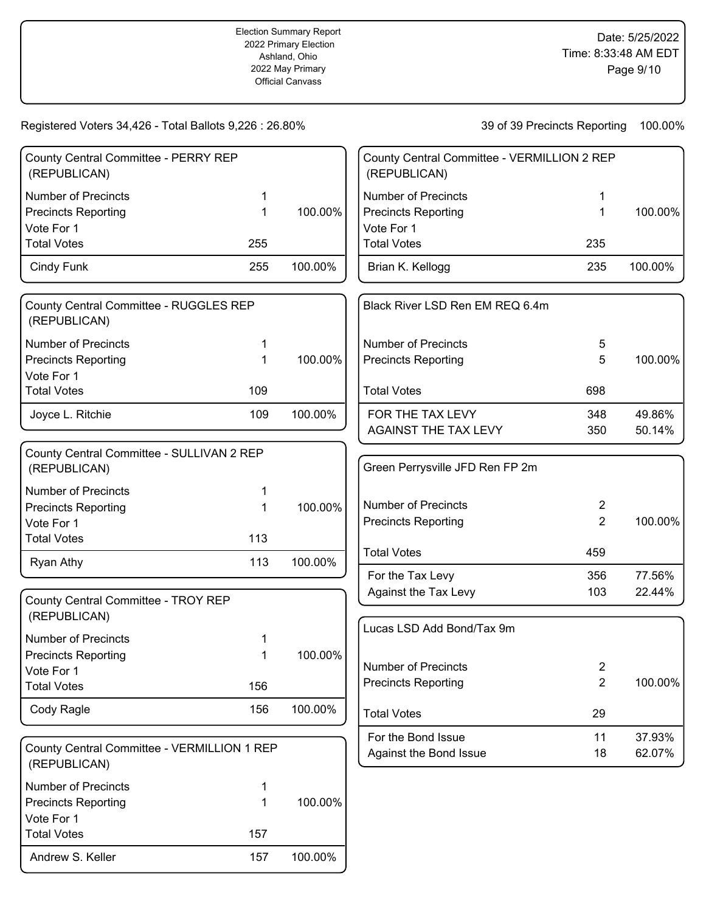Election Summary Report
2022 Primary Election
Ashland, Ohio
2022 May Primary
Official Canvass

Date: 5/25/2022
Time: 8:33:48 AM EDT

Registered Voters 34,426 - Total Ballots 9,226 : 26.80%

39 of 39 Precincts Reporting 100.00%

### County Central Committee - PERRY REP (REPUBLICAN)

| | | |
|---|---|---|
| Number of Precincts | 1 | |
| Precincts Reporting | 1 | 100.00% |
| Vote For 1 | | |
| Total Votes | 255 | |
| Cindy Funk | 255 | 100.00% |

### County Central Committee - RUGGLES REP (REPUBLICAN)

| | | |
|---|---|---|
| Number of Precincts | 1 | |
| Precincts Reporting | 1 | 100.00% |
| Vote For 1 | | |
| Total Votes | 109 | |
| Joyce L. Ritchie | 109 | 100.00% |

### County Central Committee - SULLIVAN 2 REP (REPUBLICAN)

| | | |
|---|---|---|
| Number of Precincts | 1 | |
| Precincts Reporting | 1 | 100.00% |
| Vote For 1 | | |
| Total Votes | 113 | |
| Ryan Athy | 113 | 100.00% |

### County Central Committee - TROY REP (REPUBLICAN)

| | | |
|---|---|---|
| Number of Precincts | 1 | |
| Precincts Reporting | 1 | 100.00% |
| Vote For 1 | | |
| Total Votes | 156 | |
| Cody Ragle | 156 | 100.00% |

### County Central Committee - VERMILLION 1 REP (REPUBLICAN)

| | | |
|---|---|---|
| Number of Precincts | 1 | |
| Precincts Reporting | 1 | 100.00% |
| Vote For 1 | | |
| Total Votes | 157 | |
| Andrew S. Keller | 157 | 100.00% |

### County Central Committee - VERMILLION 2 REP (REPUBLICAN)

| | | |
|---|---|---|
| Number of Precincts | 1 | |
| Precincts Reporting | 1 | 100.00% |
| Vote For 1 | | |
| Total Votes | 235 | |
| Brian K. Kellogg | 235 | 100.00% |

### Black River LSD Ren EM REQ 6.4m

| | | |
|---|---|---|
| Number of Precincts | 5 | |
| Precincts Reporting | 5 | 100.00% |
| Total Votes | 698 | |
| FOR THE TAX LEVY | 348 | 49.86% |
| AGAINST THE TAX LEVY | 350 | 50.14% |

### Green Perrysville JFD Ren FP 2m

| | | |
|---|---|---|
| Number of Precincts | 2 | |
| Precincts Reporting | 2 | 100.00% |
| Total Votes | 459 | |
| For the Tax Levy | 356 | 77.56% |
| Against the Tax Levy | 103 | 22.44% |

### Lucas LSD Add Bond/Tax 9m

| | | |
|---|---|---|
| Number of Precincts | 2 | |
| Precincts Reporting | 2 | 100.00% |
| Total Votes | 29 | |
| For the Bond Issue | 11 | 37.93% |
| Against the Bond Issue | 18 | 62.07% |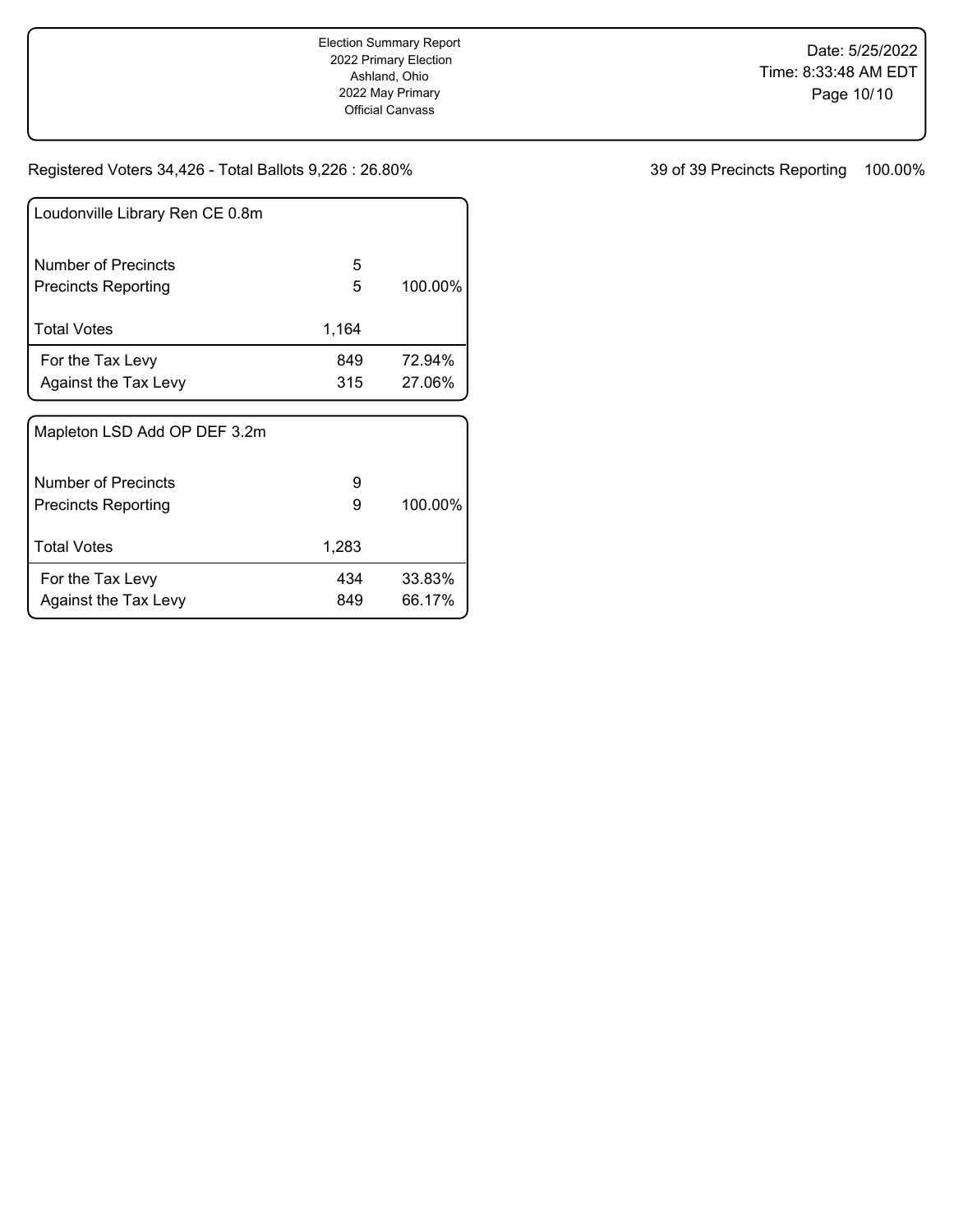Registered Voters 34,426 - Total Ballots 9,226 : 26.80%

39 of 39 Precincts Reporting 100.00%

| Loudonville Library Ren CE 0.8m | | |
| --- | --- | --- |
| Number of Precincts | 5 | |
| Precincts Reporting | 5 | 100.00% |
| Total Votes | 1,164 | |
| For the Tax Levy | 849 | 72.94% |
| Against the Tax Levy | 315 | 27.06% |

| Mapleton LSD Add OP DEF 3.2m | | |
| --- | --- | --- |
| Number of Precincts | 9 | |
| Precincts Reporting | 9 | 100.00% |
| Total Votes | 1,283 | |
| For the Tax Levy | 434 | 33.83% |
| Against the Tax Levy | 849 | 66.17% |